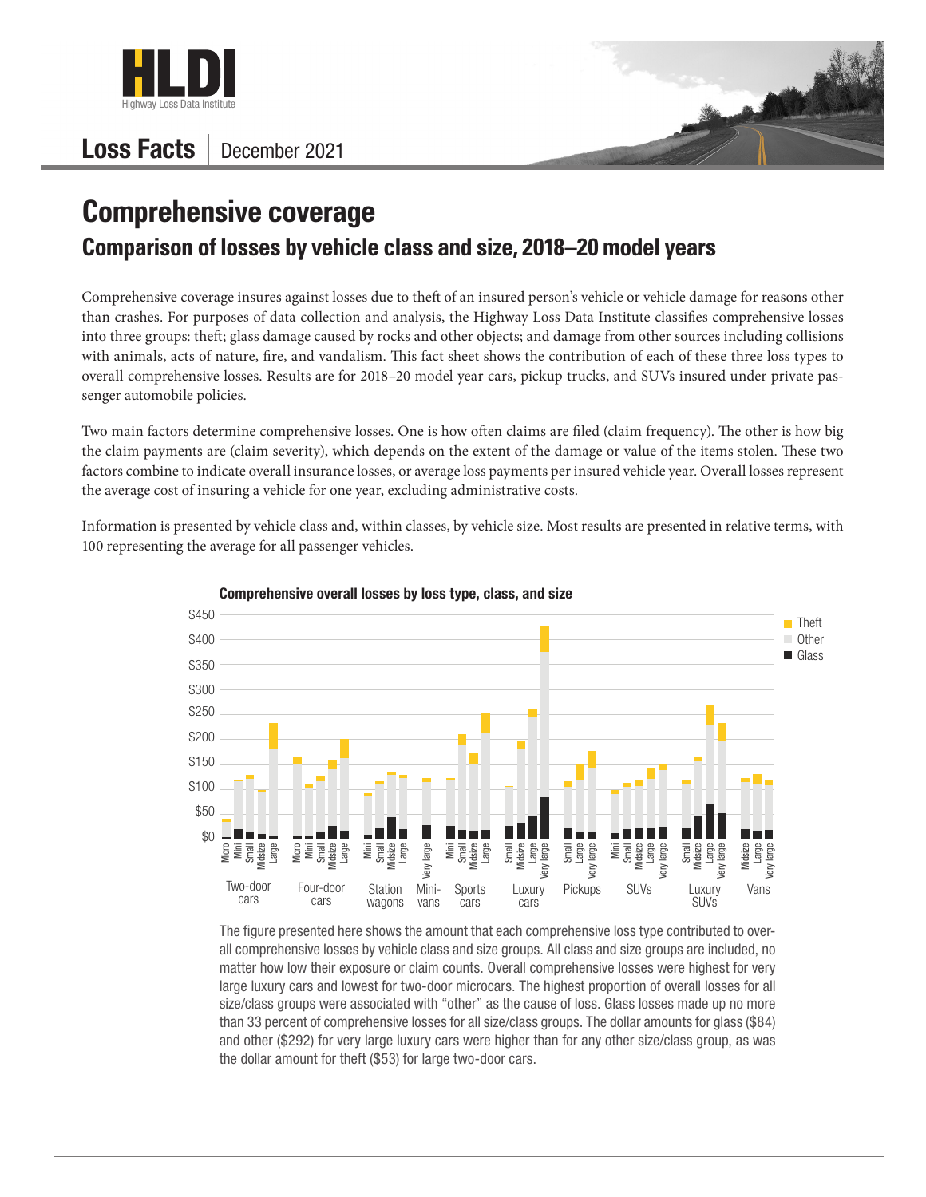# Comprehensive coverage

## Comparison of losses by vehicle class and size, 2018–20 model years

Comprehensive coverage insures against losses due to theft of an insured person's vehicle or vehicle damage for reasons other than crashes. For purposes of data collection and analysis, the Highway Loss Data Institute classifies comprehensive losses into three groups: theft; glass damage caused by rocks and other objects; and damage from other sources including collisions with animals, acts of nature, fire, and vandalism. This fact sheet shows the contribution of each of these three loss types to overall comprehensive losses. Results are for 2018–20 model year cars, pickup trucks, and SUVs insured under private passenger automobile policies.

Two main factors determine comprehensive losses. One is how often claims are filed (claim frequency). The other is how big the claim payments are (claim severity), which depends on the extent of the damage or value of the items stolen. These two factors combine to indicate overall insurance losses, or average loss payments per insured vehicle year. Overall losses represent the average cost of insuring a vehicle for one year, excluding administrative costs.

Information is presented by vehicle class and, within classes, by vehicle size. Most results are presented in relative terms, with 100 representing the average for all passenger vehicles.

**Comprehensive overall losses by loss type, class, and size**

The figure presented here shows the amount that each comprehensive loss type contributed to overall comprehensive losses by vehicle class and size groups. All class and size groups are included, no matter how low their exposure or claim counts. Overall comprehensive losses were highest for very large luxury cars and lowest for two-door microcars. The highest proportion of overall losses for all size/class groups were associated with "other" as the cause of loss. Glass losses made up no more than 33 percent of comprehensive losses for all size/class groups. The dollar amounts for glass ($84) and other ($292) for very large luxury cars were higher than for any other size/class group, as was the dollar amount for theft ($53) for large two-door cars.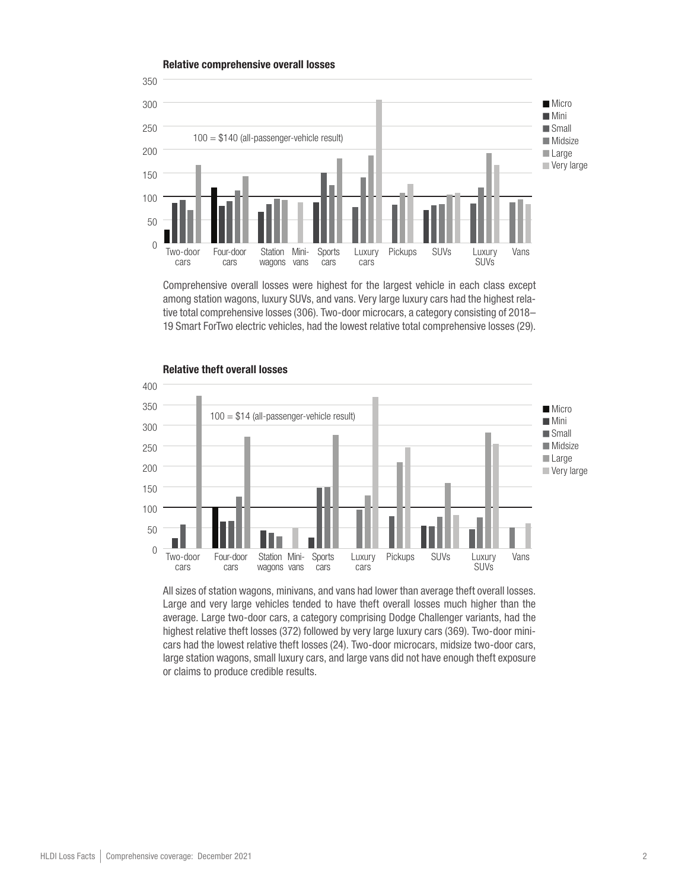**Relative comprehensive overall losses**

100 = $140 (all-passenger-vehicle result)

Comprehensive overall losses were highest for the largest vehicle in each class except among station wagons, luxury SUVs, and vans. Very large luxury cars had the highest relative total comprehensive losses (306). Two-door microcars, a category consisting of 2018–19 Smart ForTwo electric vehicles, had the lowest relative total comprehensive losses (29).

**Relative theft overall losses**

100 = $14 (all-passenger-vehicle result)

All sizes of station wagons, minivans, and vans had lower than average theft overall losses. Large and very large vehicles tended to have theft overall losses much higher than the average. Large two-door cars, a category comprising Dodge Challenger variants, had the highest relative theft losses (372) followed by very large luxury cars (369). Two-door minicars had the lowest relative theft losses (24). Two-door microcars, midsize two-door cars, large station wagons, small luxury cars, and large vans did not have enough theft exposure or claims to produce credible results.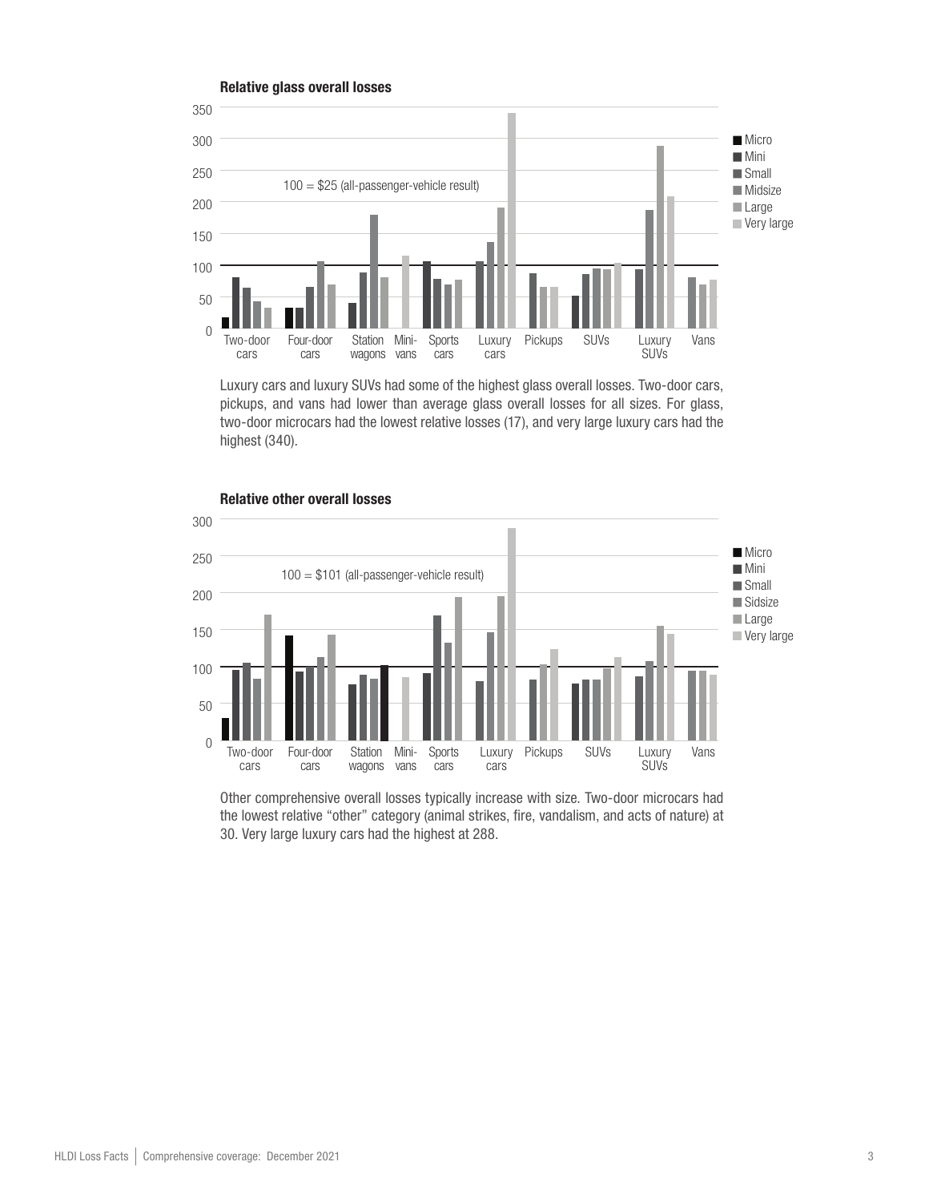**Relative glass overall losses**

Luxury cars and luxury SUVs had some of the highest glass overall losses. Two-door cars, pickups, and vans had lower than average glass overall losses for all sizes. For glass, two-door microcars had the lowest relative losses (17), and very large luxury cars had the highest (340).

**Relative other overall losses**

Other comprehensive overall losses typically increase with size. Two-door microcars had the lowest relative "other" category (animal strikes, fire, vandalism, and acts of nature) at 30. Very large luxury cars had the highest at 288.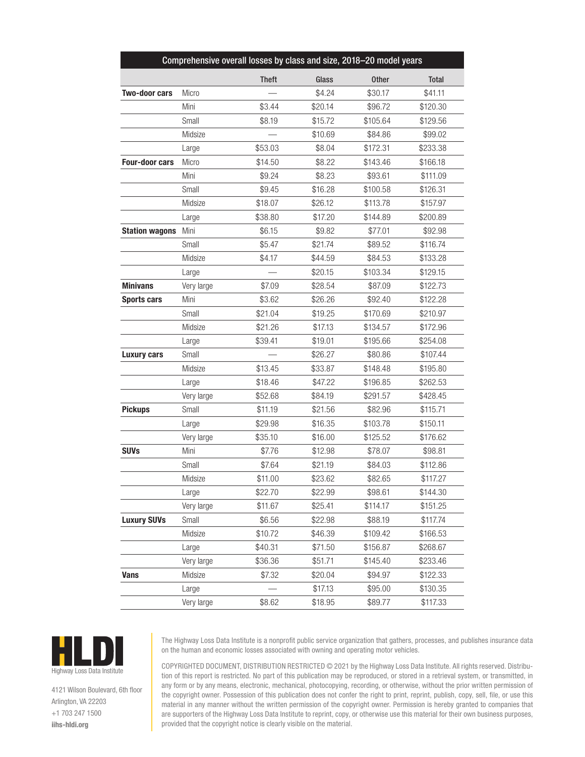| Comprehensive overall losses by class and size, 2018–20 model years | | | | | |
|---|---|---|---|---|---|
| | | Theft | Glass | Other | Total |
| **Two-door cars** | Micro | — | $4.24 | $30.17 | $41.11 |
| | Mini | $3.44 | $20.14 | $96.72 | $120.30 |
| | Small | $8.19 | $15.72 | $105.64 | $129.56 |
| | Midsize | — | $10.69 | $84.86 | $99.02 |
| | Large | $53.03 | $8.04 | $172.31 | $233.38 |
| **Four-door cars** | Micro | $14.50 | $8.22 | $143.46 | $166.18 |
| | Mini | $9.24 | $8.23 | $93.61 | $111.09 |
| | Small | $9.45 | $16.28 | $100.58 | $126.31 |
| | Midsize | $18.07 | $26.12 | $113.78 | $157.97 |
| | Large | $38.80 | $17.20 | $144.89 | $200.89 |
| **Station wagons** | Mini | $6.15 | $9.82 | $77.01 | $92.98 |
| | Small | $5.47 | $21.74 | $89.52 | $116.74 |
| | Midsize | $4.17 | $44.59 | $84.53 | $133.28 |
| | Large | — | $20.15 | $103.34 | $129.15 |
| **Minivans** | Very large | $7.09 | $28.54 | $87.09 | $122.73 |
| **Sports cars** | Mini | $3.62 | $26.26 | $92.40 | $122.28 |
| | Small | $21.04 | $19.25 | $170.69 | $210.97 |
| | Midsize | $21.26 | $17.13 | $134.57 | $172.96 |
| | Large | $39.41 | $19.01 | $195.66 | $254.08 |
| **Luxury cars** | Small | — | $26.27 | $80.86 | $107.44 |
| | Midsize | $13.45 | $33.87 | $148.48 | $195.80 |
| | Large | $18.46 | $47.22 | $196.85 | $262.53 |
| | Very large | $52.68 | $84.19 | $291.57 | $428.45 |
| **Pickups** | Small | $11.19 | $21.56 | $82.96 | $115.71 |
| | Large | $29.98 | $16.35 | $103.78 | $150.11 |
| | Very large | $35.10 | $16.00 | $125.52 | $176.62 |
| **SUVs** | Mini | $7.76 | $12.98 | $78.07 | $98.81 |
| | Small | $7.64 | $21.19 | $84.03 | $112.86 |
| | Midsize | $11.00 | $23.62 | $82.65 | $117.27 |
| | Large | $22.70 | $22.99 | $98.61 | $144.30 |
| | Very large | $11.67 | $25.41 | $114.17 | $151.25 |
| **Luxury SUVs** | Small | $6.56 | $22.98 | $88.19 | $117.74 |
| | Midsize | $10.72 | $46.39 | $109.42 | $166.53 |
| | Large | $40.31 | $71.50 | $156.87 | $268.67 |
| | Very large | $36.36 | $51.71 | $145.40 | $233.46 |
| **Vans** | Midsize | $7.32 | $20.04 | $94.97 | $122.33 |
| | Large | — | $17.13 | $95.00 | $130.35 |
| | Very large | $8.62 | $18.95 | $89.77 | $117.33 |

HLDI
Highway Loss Data Institute

4121 Wilson Boulevard, 6th floor
Arlington, VA 22203
+1 703 247 1500
**iihs-hldi.org**

The Highway Loss Data Institute is a nonprofit public service organization that gathers, processes, and publishes insurance data on the human and economic losses associated with owning and operating motor vehicles.

COPYRIGHTED DOCUMENT, DISTRIBUTION RESTRICTED © 2021 by the Highway Loss Data Institute. All rights reserved. Distribution of this report is restricted. No part of this publication may be reproduced, or stored in a retrieval system, or transmitted, in any form or by any means, electronic, mechanical, photocopying, recording, or otherwise, without the prior written permission of the copyright owner. Possession of this publication does not confer the right to print, reprint, publish, copy, sell, file, or use this material in any manner without the written permission of the copyright owner. Permission is hereby granted to companies that are supporters of the Highway Loss Data Institute to reprint, copy, or otherwise use this material for their own business purposes, provided that the copyright notice is clearly visible on the material.